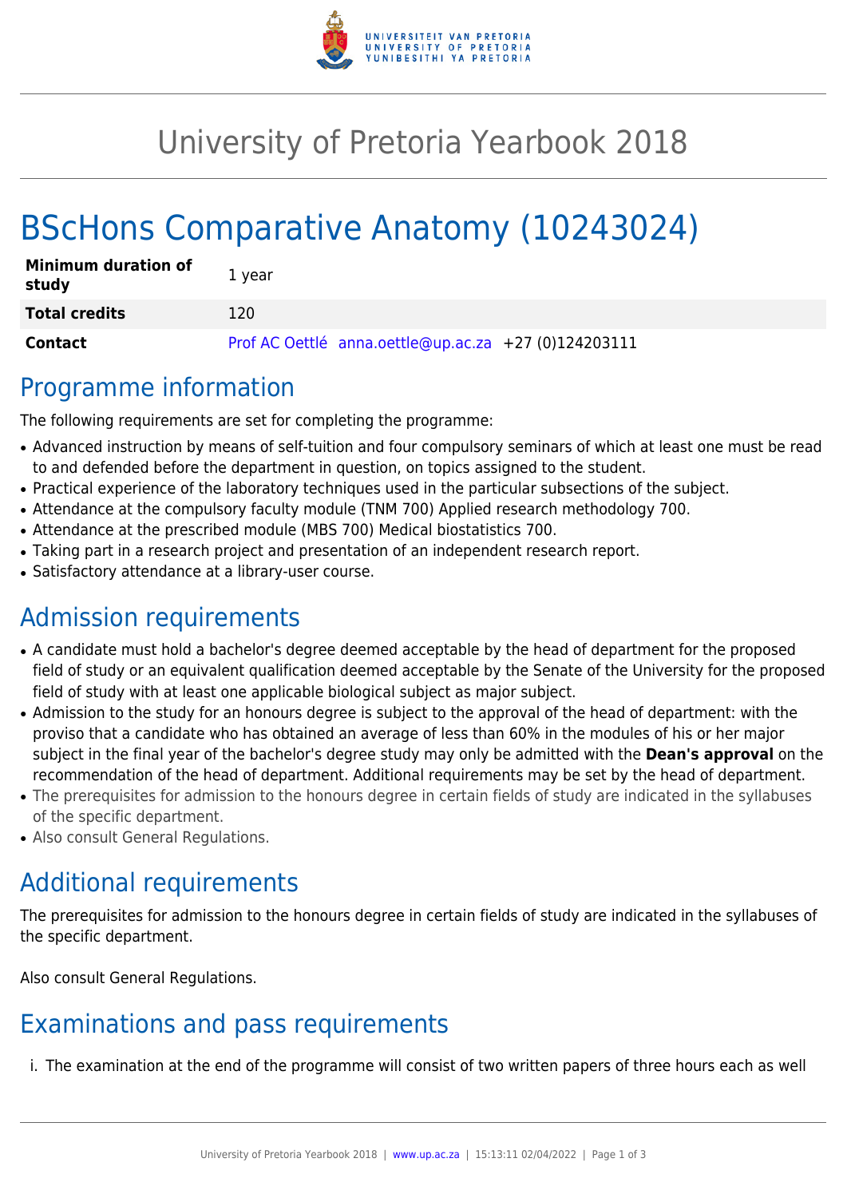# University of Pretoria Yearbook 2018

## BScHons Comparative Anatomy (10243024)

| Minimum duration of study | 1 year |
|---|---|
| **Total credits** | 120 |
| **Contact** | Prof AC Oettlé anna.oettle@up.ac.za +27 (0)124203111 |

## Programme information

The following requirements are set for completing the programme:

- Advanced instruction by means of self-tuition and four compulsory seminars of which at least one must be read to and defended before the department in question, on topics assigned to the student.
- Practical experience of the laboratory techniques used in the particular subsections of the subject.
- Attendance at the compulsory faculty module (TNM 700) Applied research methodology 700.
- Attendance at the prescribed module (MBS 700) Medical biostatistics 700.
- Taking part in a research project and presentation of an independent research report.
- Satisfactory attendance at a library-user course.

## Admission requirements

- A candidate must hold a bachelor's degree deemed acceptable by the head of department for the proposed field of study or an equivalent qualification deemed acceptable by the Senate of the University for the proposed field of study with at least one applicable biological subject as major subject.
- Admission to the study for an honours degree is subject to the approval of the head of department: with the proviso that a candidate who has obtained an average of less than 60% in the modules of his or her major subject in the final year of the bachelor's degree study may only be admitted with the **Dean's approval** on the recommendation of the head of department. Additional requirements may be set by the head of department.
- The prerequisites for admission to the honours degree in certain fields of study are indicated in the syllabuses of the specific department.
- Also consult General Regulations.

## Additional requirements

The prerequisites for admission to the honours degree in certain fields of study are indicated in the syllabuses of the specific department.

Also consult General Regulations.

## Examinations and pass requirements

i. The examination at the end of the programme will consist of two written papers of three hours each as well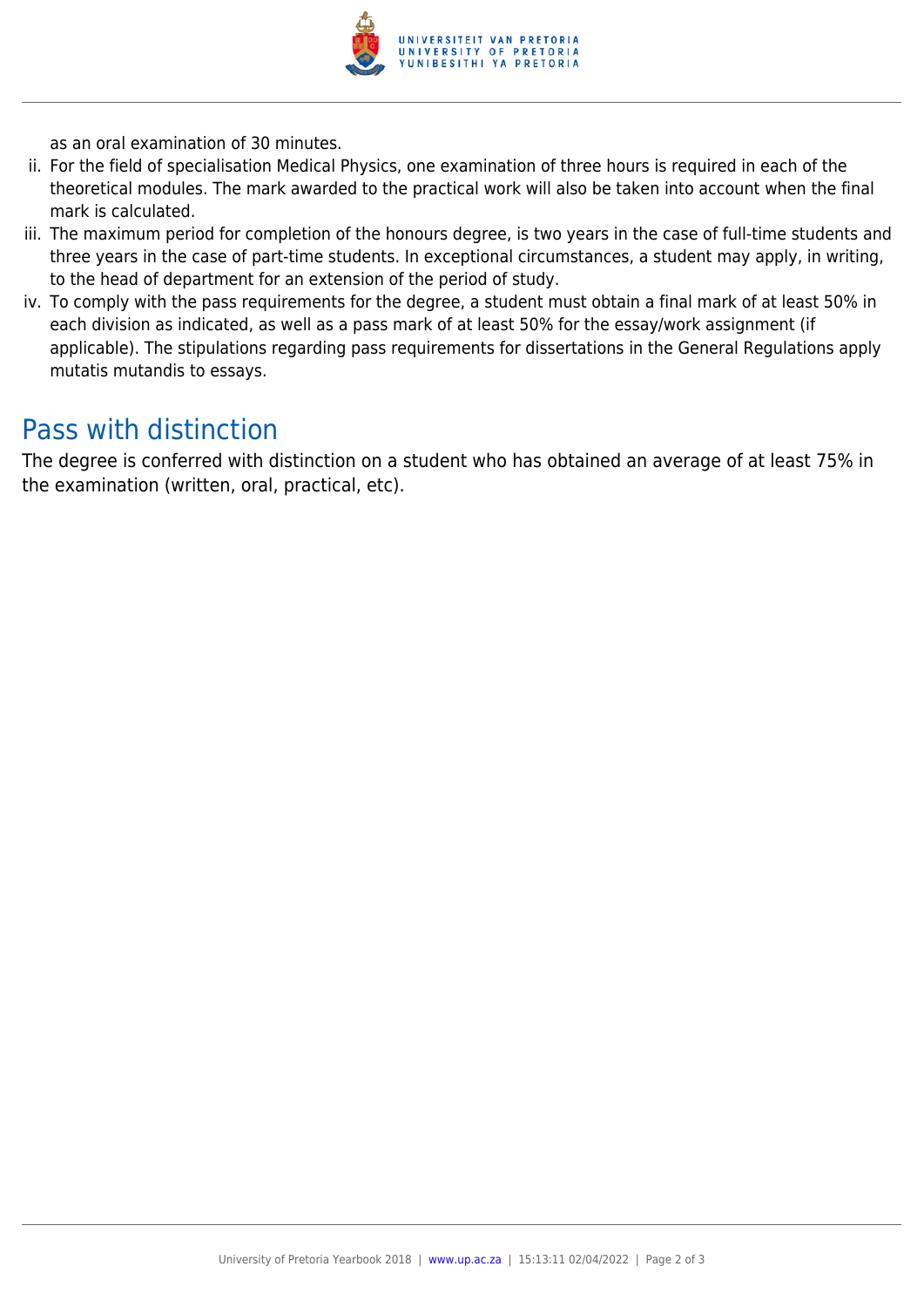as an oral examination of 30 minutes.

ii. For the field of specialisation Medical Physics, one examination of three hours is required in each of the theoretical modules. The mark awarded to the practical work will also be taken into account when the final mark is calculated.

iii. The maximum period for completion of the honours degree, is two years in the case of full-time students and three years in the case of part-time students. In exceptional circumstances, a student may apply, in writing, to the head of department for an extension of the period of study.

iv. To comply with the pass requirements for the degree, a student must obtain a final mark of at least 50% in each division as indicated, as well as a pass mark of at least 50% for the essay/work assignment (if applicable). The stipulations regarding pass requirements for dissertations in the General Regulations apply mutatis mutandis to essays.

## Pass with distinction

The degree is conferred with distinction on a student who has obtained an average of at least 75% in the examination (written, oral, practical, etc).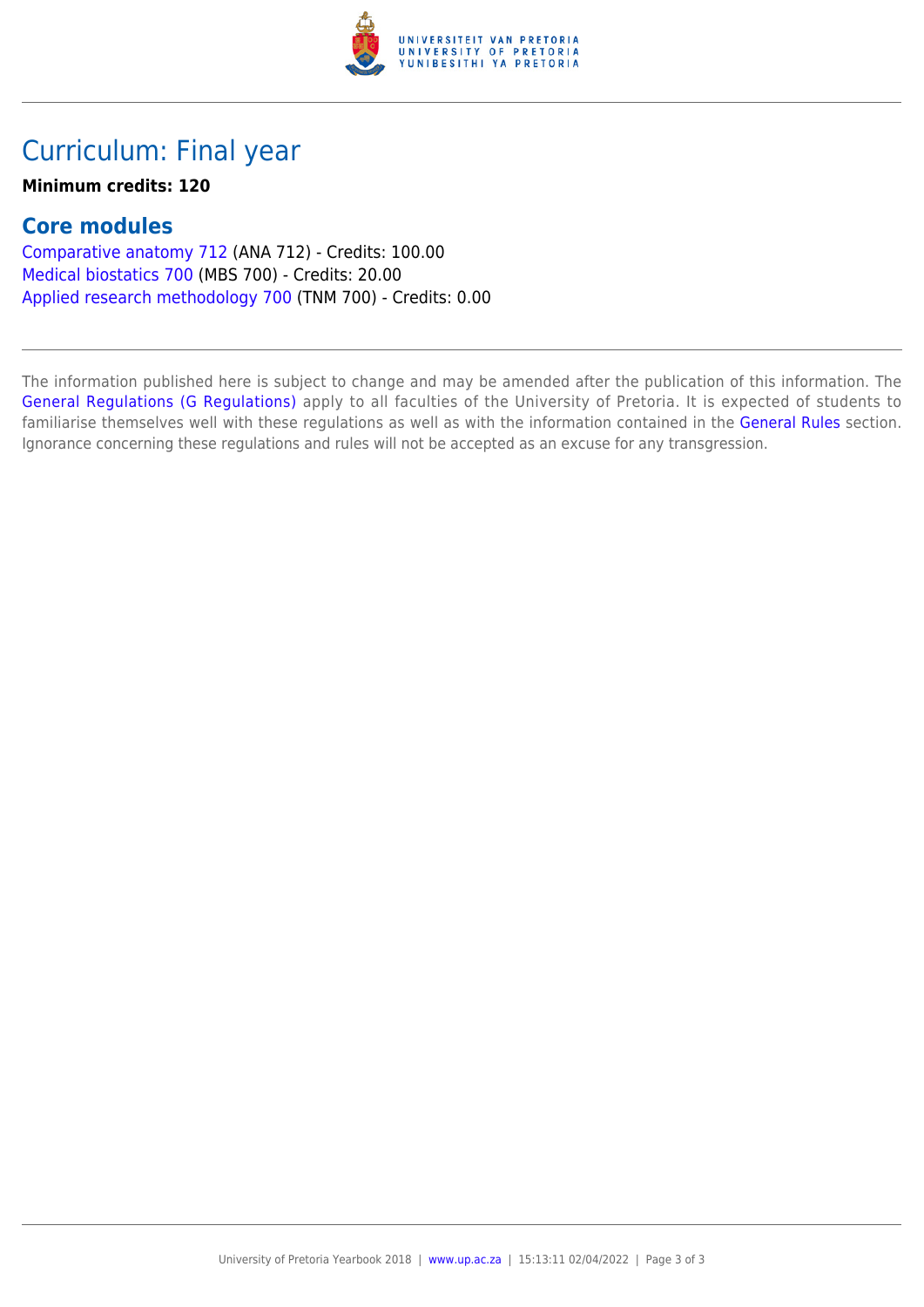# Curriculum: Final year

**Minimum credits: 120**

## Core modules

Comparative anatomy 712 (ANA 712) - Credits: 100.00
Medical biostatics 700 (MBS 700) - Credits: 20.00
Applied research methodology 700 (TNM 700) - Credits: 0.00

The information published here is subject to change and may be amended after the publication of this information. The General Regulations (G Regulations) apply to all faculties of the University of Pretoria. It is expected of students to familiarise themselves well with these regulations as well as with the information contained in the General Rules section. Ignorance concerning these regulations and rules will not be accepted as an excuse for any transgression.